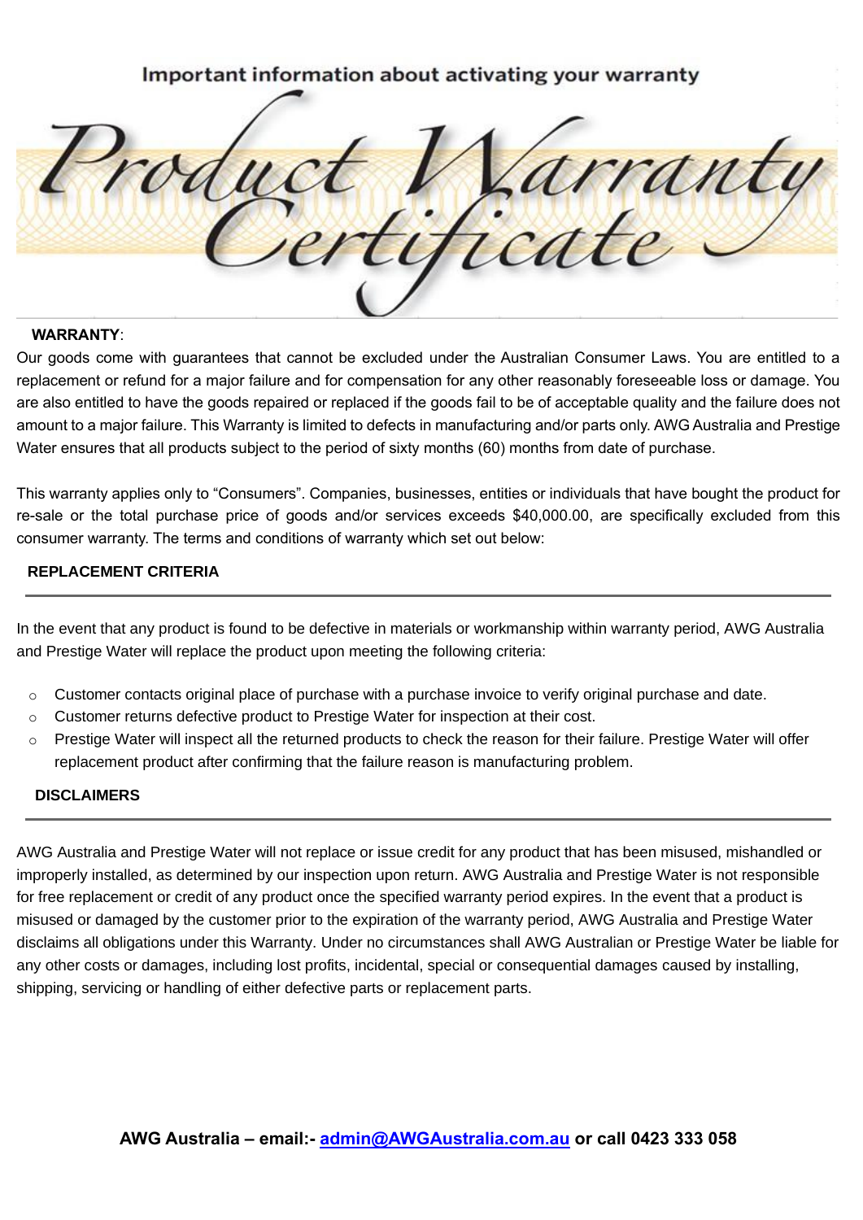Important information about activating your warranty

# Product Warranty Certificate

**WARRANTY**:

Our goods come with guarantees that cannot be excluded under the Australian Consumer Laws. You are entitled to a replacement or refund for a major failure and for compensation for any other reasonably foreseeable loss or damage. You are also entitled to have the goods repaired or replaced if the goods fail to be of acceptable quality and the failure does not amount to a major failure. This Warranty is limited to defects in manufacturing and/or parts only. AWG Australia and Prestige Water ensures that all products subject to the period of sixty months (60) months from date of purchase.

This warranty applies only to “Consumers”. Companies, businesses, entities or individuals that have bought the product for re-sale or the total purchase price of goods and/or services exceeds $40,000.00, are specifically excluded from this consumer warranty. The terms and conditions of warranty which set out below:

## REPLACEMENT CRITERIA

In the event that any product is found to be defective in materials or workmanship within warranty period, AWG Australia and Prestige Water will replace the product upon meeting the following criteria:

- Customer contacts original place of purchase with a purchase invoice to verify original purchase and date.
- Customer returns defective product to Prestige Water for inspection at their cost.
- Prestige Water will inspect all the returned products to check the reason for their failure. Prestige Water will offer replacement product after confirming that the failure reason is manufacturing problem.

## DISCLAIMERS

AWG Australia and Prestige Water will not replace or issue credit for any product that has been misused, mishandled or improperly installed, as determined by our inspection upon return. AWG Australia and Prestige Water is not responsible for free replacement or credit of any product once the specified warranty period expires. In the event that a product is misused or damaged by the customer prior to the expiration of the warranty period, AWG Australia and Prestige Water disclaims all obligations under this Warranty. Under no circumstances shall AWG Australian or Prestige Water be liable for any other costs or damages, including lost profits, incidental, special or consequential damages caused by installing, shipping, servicing or handling of either defective parts or replacement parts.

**AWG Australia – email:- [admin@AWGAustralia.com.au](mailto:admin@AWGAustralia.com.au) or call 0423 333 058**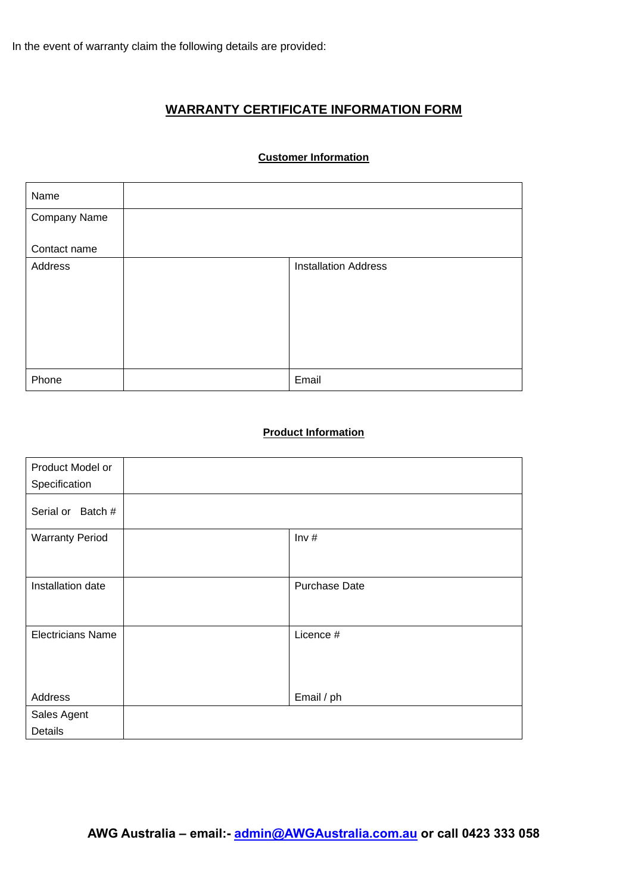In the event of warranty claim the following details are provided:

## WARRANTY CERTIFICATE INFORMATION FORM

### Customer Information

| | | |
|---|---|---|
| Name | | |
| Company Name<br><br>Contact name | | |
| Address | | Installation Address |
| Phone | | Email |

### Product Information

| | | |
|---|---|---|
| Product Model or Specification | | |
| Serial or Batch # | | |
| Warranty Period | | Inv # |
| Installation date | | Purchase Date |
| Electricians Name<br><br>Address | | Licence #<br><br>Email / ph |
| Sales Agent Details | | |

**AWG Australia – email:- [admin@AWGAustralia.com.au](mailto:admin@AWGAustralia.com.au) or call 0423 333 058**